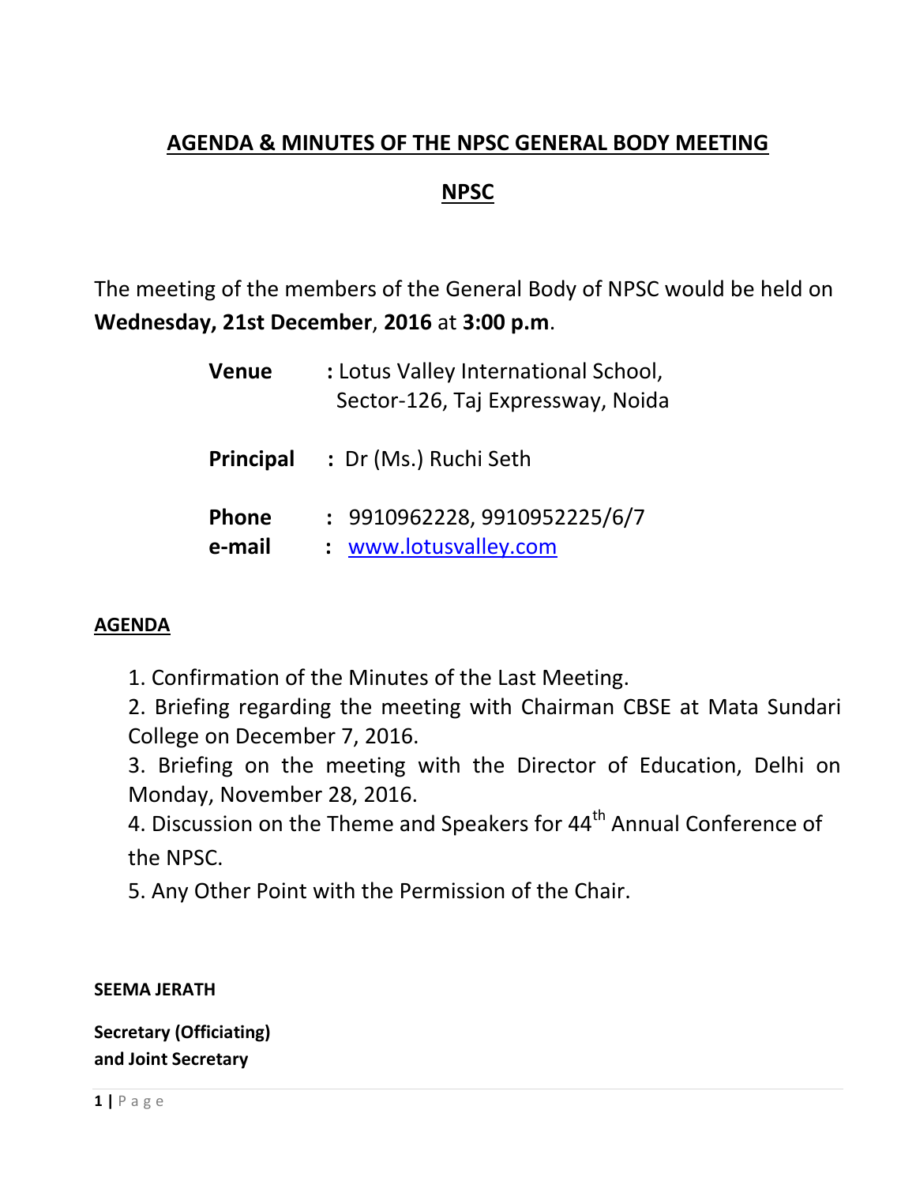# AGENDA & MINUTES OF THE NPSC GENERAL BODY MEETING

## NPSC

The meeting of the members of the General Body of NPSC would be held on **Wednesday, 21st December**, **2016** at **3:00 p.m**.

**Venue** : Lotus Valley International School, Sector-126, Taj Expressway, Noida

**Principal** : Dr (Ms.) Ruchi Seth

**Phone** : 9910962228, 9910952225/6/7

**e-mail** : www.lotusvalley.com

## AGENDA

1. Confirmation of the Minutes of the Last Meeting.
2. Briefing regarding the meeting with Chairman CBSE at Mata Sundari College on December 7, 2016.
3. Briefing on the meeting with the Director of Education, Delhi on Monday, November 28, 2016.
4. Discussion on the Theme and Speakers for 44th Annual Conference of the NPSC.
5. Any Other Point with the Permission of the Chair.

**SEEMA JERATH**

**Secretary (Officiating)**
**and Joint Secretary**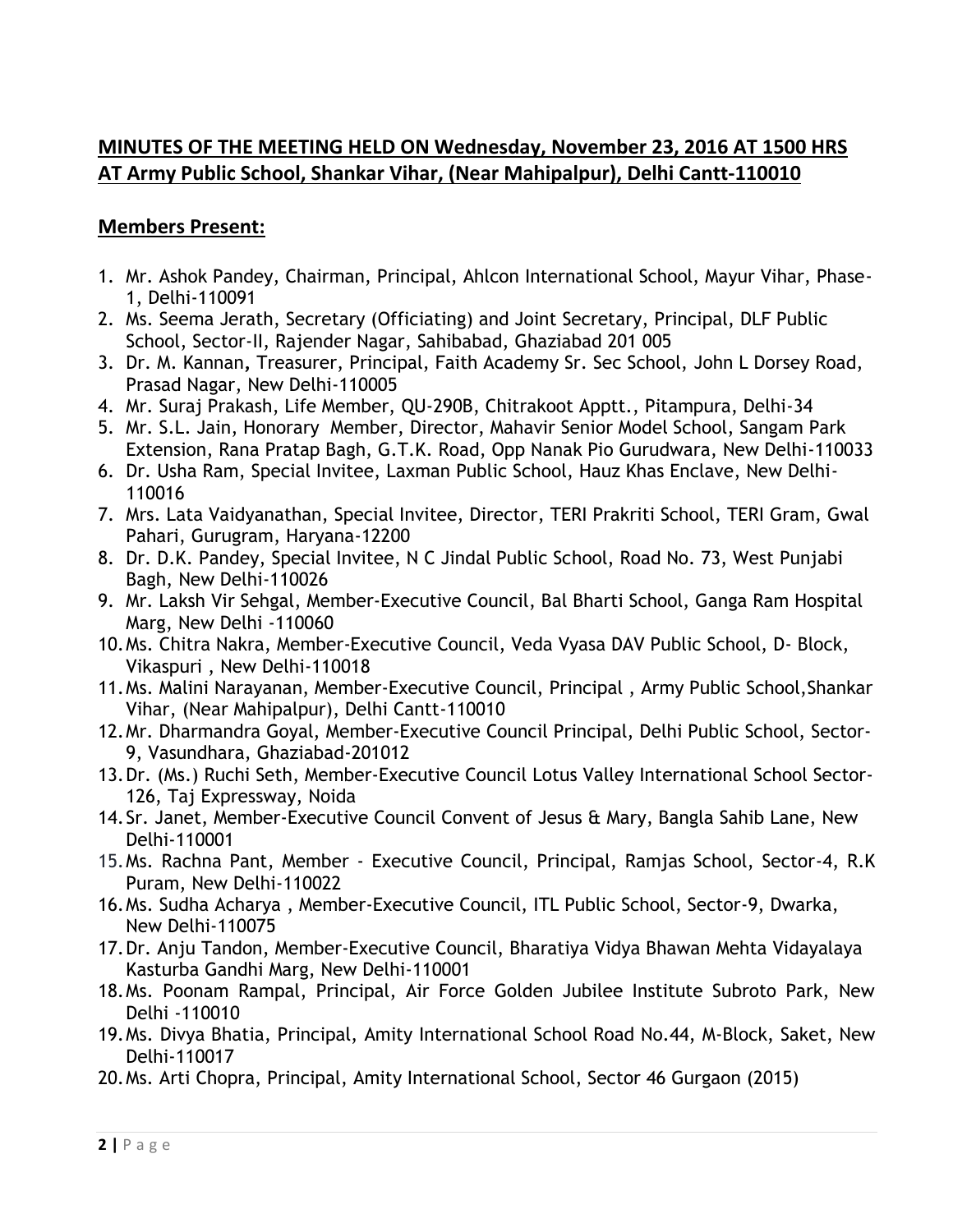## **MINUTES OF THE MEETING HELD ON Wednesday, November 23, 2016 AT 1500 HRS AT Army Public School, Shankar Vihar, (Near Mahipalpur), Delhi Cantt-110010**

### **Members Present:**

1. Mr. Ashok Pandey, Chairman, Principal, Ahlcon International School, Mayur Vihar, Phase-1, Delhi-110091
2. Ms. Seema Jerath, Secretary (Officiating) and Joint Secretary, Principal, DLF Public School, Sector-II, Rajender Nagar, Sahibabad, Ghaziabad 201 005
3. Dr. M. Kannan, Treasurer, Principal, Faith Academy Sr. Sec School, John L Dorsey Road, Prasad Nagar, New Delhi-110005
4. Mr. Suraj Prakash, Life Member, QU-290B, Chitrakoot Apptt., Pitampura, Delhi-34
5. Mr. S.L. Jain, Honorary Member, Director, Mahavir Senior Model School, Sangam Park Extension, Rana Pratap Bagh, G.T.K. Road, Opp Nanak Pio Gurudwara, New Delhi-110033
6. Dr. Usha Ram, Special Invitee, Laxman Public School, Hauz Khas Enclave, New Delhi-110016
7. Mrs. Lata Vaidyanathan, Special Invitee, Director, TERI Prakriti School, TERI Gram, Gwal Pahari, Gurugram, Haryana-12200
8. Dr. D.K. Pandey, Special Invitee, N C Jindal Public School, Road No. 73, West Punjabi Bagh, New Delhi-110026
9. Mr. Laksh Vir Sehgal, Member-Executive Council, Bal Bharti School, Ganga Ram Hospital Marg, New Delhi -110060
10. Ms. Chitra Nakra, Member-Executive Council, Veda Vyasa DAV Public School, D- Block, Vikaspuri , New Delhi-110018
11. Ms. Malini Narayanan, Member-Executive Council, Principal , Army Public School,Shankar Vihar, (Near Mahipalpur), Delhi Cantt-110010
12. Mr. Dharmandra Goyal, Member-Executive Council Principal, Delhi Public School, Sector-9, Vasundhara, Ghaziabad-201012
13. Dr. (Ms.) Ruchi Seth, Member-Executive Council Lotus Valley International School Sector-126, Taj Expressway, Noida
14. Sr. Janet, Member-Executive Council Convent of Jesus & Mary, Bangla Sahib Lane, New Delhi-110001
15. Ms. Rachna Pant, Member - Executive Council, Principal, Ramjas School, Sector-4, R.K Puram, New Delhi-110022
16. Ms. Sudha Acharya , Member-Executive Council, ITL Public School, Sector-9, Dwarka, New Delhi-110075
17. Dr. Anju Tandon, Member-Executive Council, Bharatiya Vidya Bhawan Mehta Vidayalaya Kasturba Gandhi Marg, New Delhi-110001
18. Ms. Poonam Rampal, Principal, Air Force Golden Jubilee Institute Subroto Park, New Delhi -110010
19. Ms. Divya Bhatia, Principal, Amity International School Road No.44, M-Block, Saket, New Delhi-110017
20. Ms. Arti Chopra, Principal, Amity International School, Sector 46 Gurgaon (2015)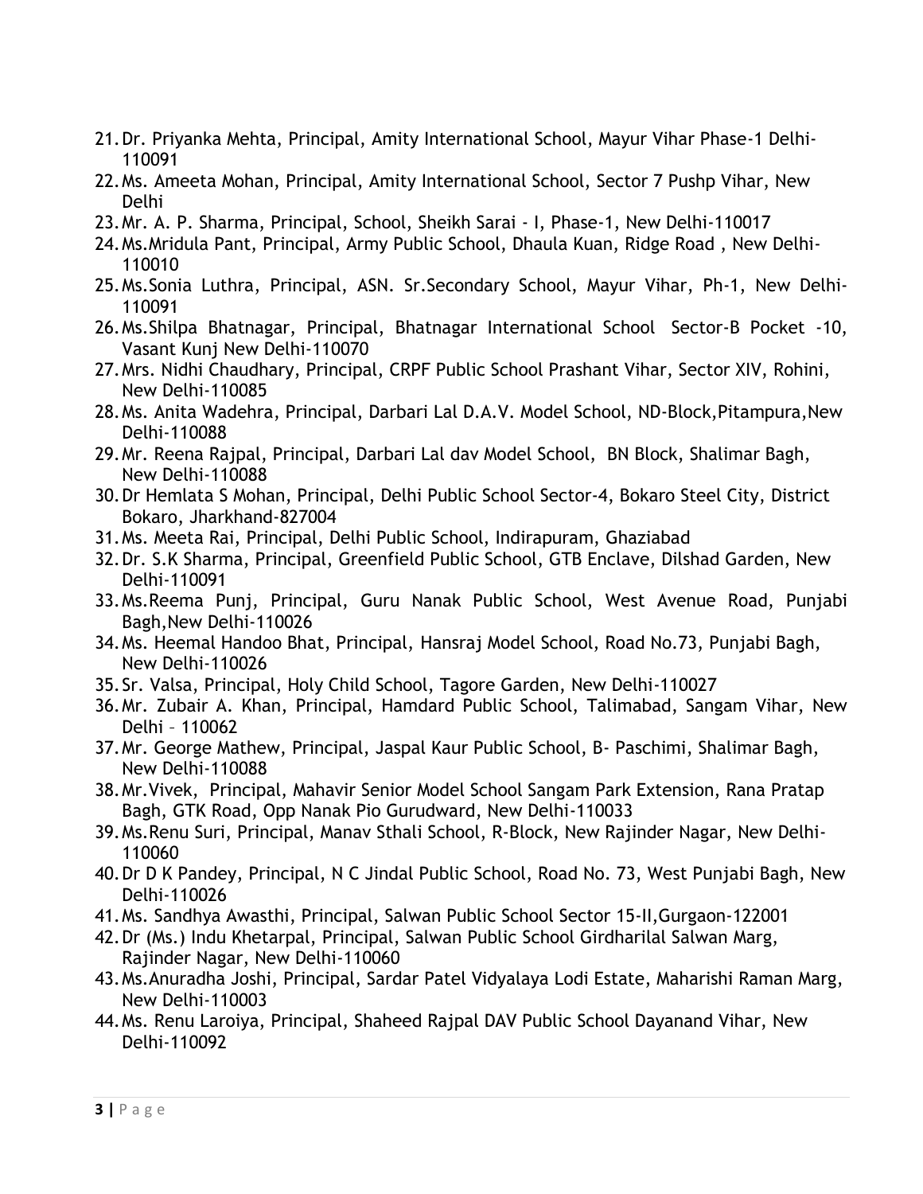21. Dr. Priyanka Mehta, Principal, Amity International School, Mayur Vihar Phase-1 Delhi-110091
22. Ms. Ameeta Mohan, Principal, Amity International School, Sector 7 Pushp Vihar, New Delhi
23. Mr. A. P. Sharma, Principal, School, Sheikh Sarai - I, Phase-1, New Delhi-110017
24. Ms.Mridula Pant, Principal, Army Public School, Dhaula Kuan, Ridge Road , New Delhi-110010
25. Ms.Sonia Luthra, Principal, ASN. Sr.Secondary School, Mayur Vihar, Ph-1, New Delhi-110091
26. Ms.Shilpa Bhatnagar, Principal, Bhatnagar International School Sector-B Pocket -10, Vasant Kunj New Delhi-110070
27. Mrs. Nidhi Chaudhary, Principal, CRPF Public School Prashant Vihar, Sector XIV, Rohini, New Delhi-110085
28. Ms. Anita Wadehra, Principal, Darbari Lal D.A.V. Model School, ND-Block,Pitampura,New Delhi-110088
29. Mr. Reena Rajpal, Principal, Darbari Lal dav Model School, BN Block, Shalimar Bagh, New Delhi-110088
30. Dr Hemlata S Mohan, Principal, Delhi Public School Sector-4, Bokaro Steel City, District Bokaro, Jharkhand-827004
31. Ms. Meeta Rai, Principal, Delhi Public School, Indirapuram, Ghaziabad
32. Dr. S.K Sharma, Principal, Greenfield Public School, GTB Enclave, Dilshad Garden, New Delhi-110091
33. Ms.Reema Punj, Principal, Guru Nanak Public School, West Avenue Road, Punjabi Bagh,New Delhi-110026
34. Ms. Heemal Handoo Bhat, Principal, Hansraj Model School, Road No.73, Punjabi Bagh, New Delhi-110026
35. Sr. Valsa, Principal, Holy Child School, Tagore Garden, New Delhi-110027
36. Mr. Zubair A. Khan, Principal, Hamdard Public School, Talimabad, Sangam Vihar, New Delhi – 110062
37. Mr. George Mathew, Principal, Jaspal Kaur Public School, B- Paschimi, Shalimar Bagh, New Delhi-110088
38. Mr.Vivek, Principal, Mahavir Senior Model School Sangam Park Extension, Rana Pratap Bagh, GTK Road, Opp Nanak Pio Gurudward, New Delhi-110033
39. Ms.Renu Suri, Principal, Manav Sthali School, R-Block, New Rajinder Nagar, New Delhi-110060
40. Dr D K Pandey, Principal, N C Jindal Public School, Road No. 73, West Punjabi Bagh, New Delhi-110026
41. Ms. Sandhya Awasthi, Principal, Salwan Public School Sector 15-II,Gurgaon-122001
42. Dr (Ms.) Indu Khetarpal, Principal, Salwan Public School Girdharilal Salwan Marg, Rajinder Nagar, New Delhi-110060
43. Ms.Anuradha Joshi, Principal, Sardar Patel Vidyalaya Lodi Estate, Maharishi Raman Marg, New Delhi-110003
44. Ms. Renu Laroiya, Principal, Shaheed Rajpal DAV Public School Dayanand Vihar, New Delhi-110092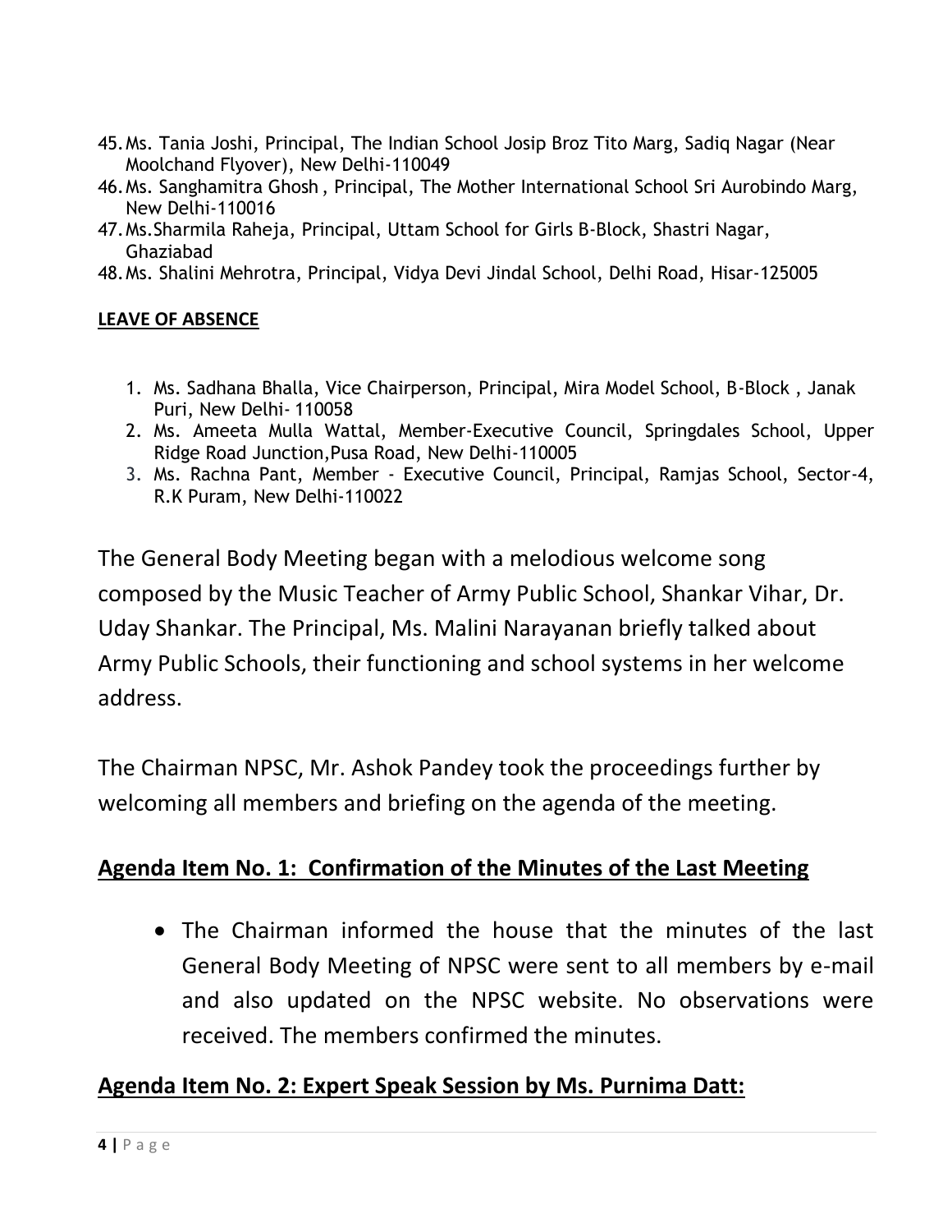45. Ms. Tania Joshi, Principal, The Indian School Josip Broz Tito Marg, Sadiq Nagar (Near Moolchand Flyover), New Delhi-110049
46. Ms. Sanghamitra Ghosh , Principal, The Mother International School Sri Aurobindo Marg, New Delhi-110016
47. Ms.Sharmila Raheja, Principal, Uttam School for Girls B-Block, Shastri Nagar, Ghaziabad
48. Ms. Shalini Mehrotra, Principal, Vidya Devi Jindal School, Delhi Road, Hisar-125005

**LEAVE OF ABSENCE**

1. Ms. Sadhana Bhalla, Vice Chairperson, Principal, Mira Model School, B-Block , Janak Puri, New Delhi- 110058
2. Ms. Ameeta Mulla Wattal, Member-Executive Council, Springdales School, Upper Ridge Road Junction,Pusa Road, New Delhi-110005
3. Ms. Rachna Pant, Member - Executive Council, Principal, Ramjas School, Sector-4, R.K Puram, New Delhi-110022

The General Body Meeting began with a melodious welcome song composed by the Music Teacher of Army Public School, Shankar Vihar, Dr. Uday Shankar. The Principal, Ms. Malini Narayanan briefly talked about Army Public Schools, their functioning and school systems in her welcome address.

The Chairman NPSC, Mr. Ashok Pandey took the proceedings further by welcoming all members and briefing on the agenda of the meeting.

## Agenda Item No. 1: Confirmation of the Minutes of the Last Meeting

- The Chairman informed the house that the minutes of the last General Body Meeting of NPSC were sent to all members by e-mail and also updated on the NPSC website. No observations were received. The members confirmed the minutes.

## Agenda Item No. 2: Expert Speak Session by Ms. Purnima Datt: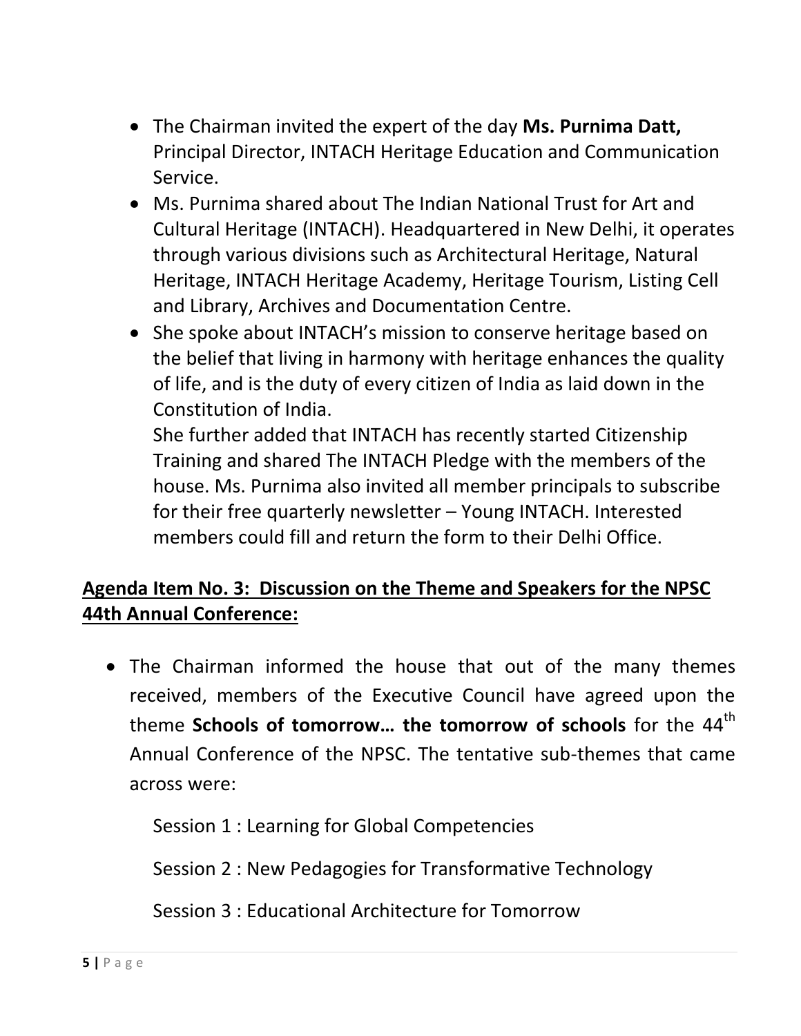- The Chairman invited the expert of the day **Ms. Purnima Datt,** Principal Director, INTACH Heritage Education and Communication Service.
- Ms. Purnima shared about The Indian National Trust for Art and Cultural Heritage (INTACH). Headquartered in New Delhi, it operates through various divisions such as Architectural Heritage, Natural Heritage, INTACH Heritage Academy, Heritage Tourism, Listing Cell and Library, Archives and Documentation Centre.
- She spoke about INTACH's mission to conserve heritage based on the belief that living in harmony with heritage enhances the quality of life, and is the duty of every citizen of India as laid down in the Constitution of India.

  She further added that INTACH has recently started Citizenship Training and shared The INTACH Pledge with the members of the house. Ms. Purnima also invited all member principals to subscribe for their free quarterly newsletter – Young INTACH. Interested members could fill and return the form to their Delhi Office.

**Agenda Item No. 3: Discussion on the Theme and Speakers for the NPSC 44th Annual Conference:**

- The Chairman informed the house that out of the many themes received, members of the Executive Council have agreed upon the theme **Schools of tomorrow… the tomorrow of schools** for the 44th Annual Conference of the NPSC. The tentative sub-themes that came across were:

  Session 1 : Learning for Global Competencies

  Session 2 : New Pedagogies for Transformative Technology

  Session 3 : Educational Architecture for Tomorrow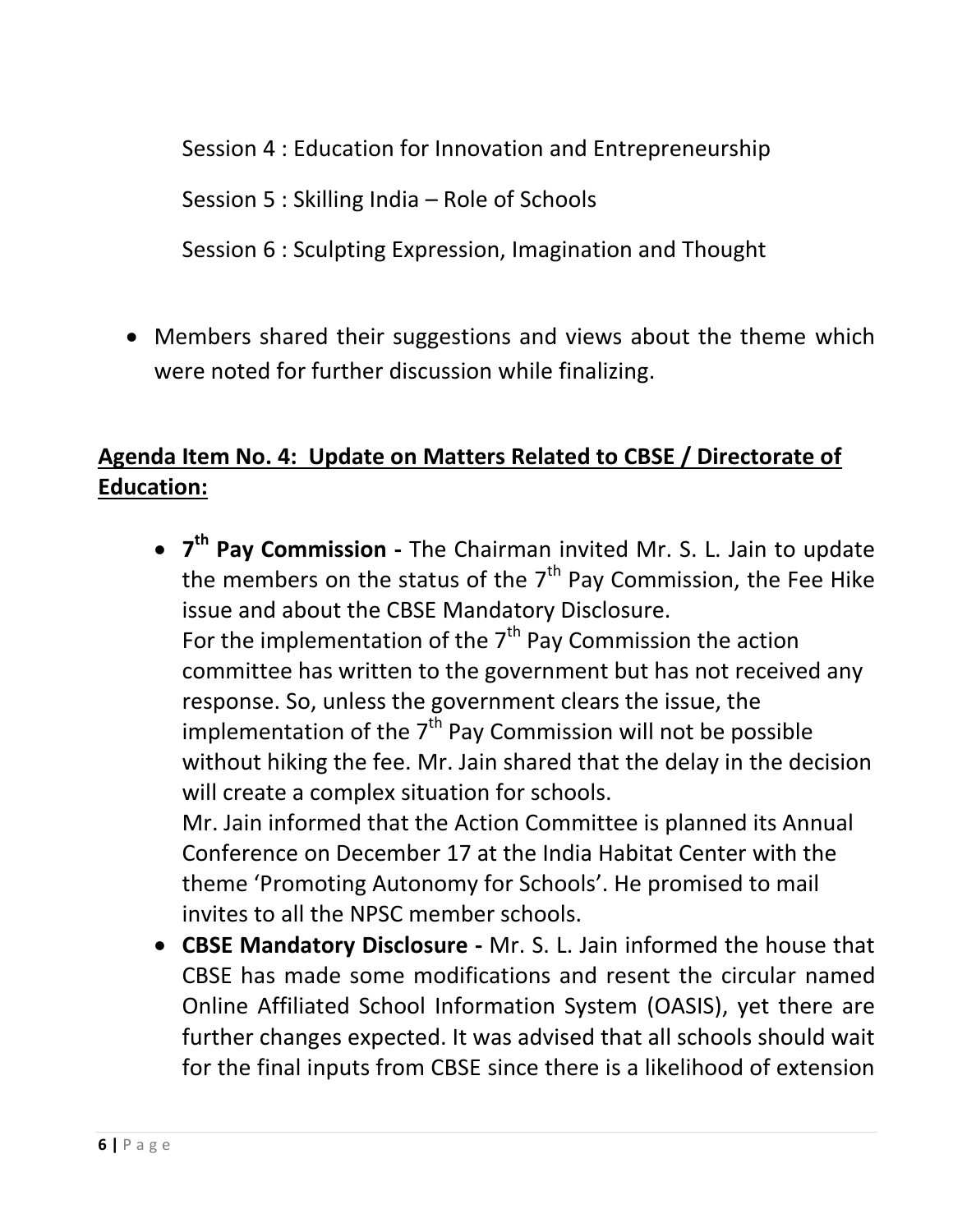Session 4 : Education for Innovation and Entrepreneurship

Session 5 : Skilling India – Role of Schools

Session 6 : Sculpting Expression, Imagination and Thought

- Members shared their suggestions and views about the theme which were noted for further discussion while finalizing.

## Agenda Item No. 4: Update on Matters Related to CBSE / Directorate of Education:

- **7th Pay Commission -** The Chairman invited Mr. S. L. Jain to update the members on the status of the 7th Pay Commission, the Fee Hike issue and about the CBSE Mandatory Disclosure.
  For the implementation of the 7th Pay Commission the action committee has written to the government but has not received any response. So, unless the government clears the issue, the implementation of the 7th Pay Commission will not be possible without hiking the fee. Mr. Jain shared that the delay in the decision will create a complex situation for schools.
  Mr. Jain informed that the Action Committee is planned its Annual Conference on December 17 at the India Habitat Center with the theme 'Promoting Autonomy for Schools'. He promised to mail invites to all the NPSC member schools.
- **CBSE Mandatory Disclosure -** Mr. S. L. Jain informed the house that CBSE has made some modifications and resent the circular named Online Affiliated School Information System (OASIS), yet there are further changes expected. It was advised that all schools should wait for the final inputs from CBSE since there is a likelihood of extension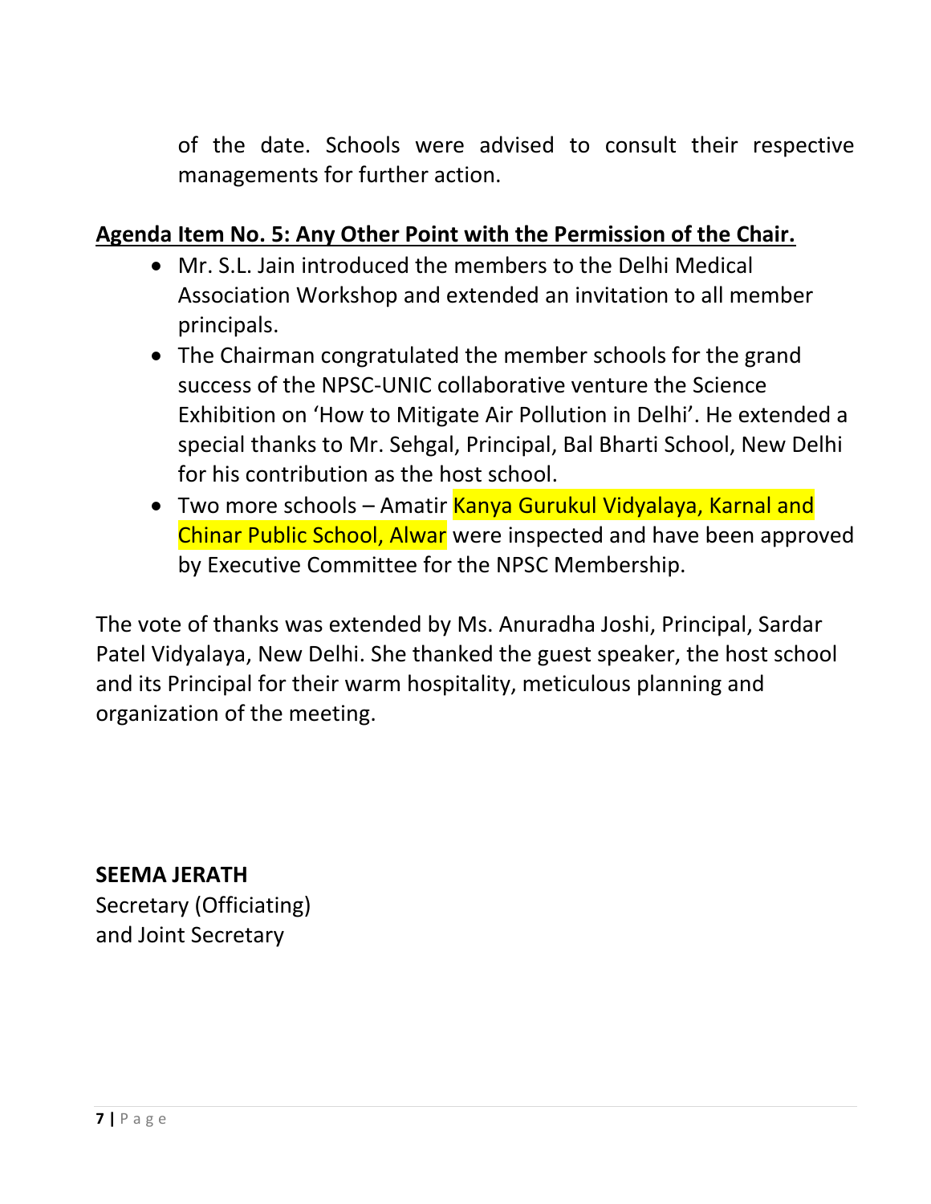of the date. Schools were advised to consult their respective managements for further action.

**Agenda Item No. 5: Any Other Point with the Permission of the Chair.**

- Mr. S.L. Jain introduced the members to the Delhi Medical Association Workshop and extended an invitation to all member principals.
- The Chairman congratulated the member schools for the grand success of the NPSC-UNIC collaborative venture the Science Exhibition on 'How to Mitigate Air Pollution in Delhi'. He extended a special thanks to Mr. Sehgal, Principal, Bal Bharti School, New Delhi for his contribution as the host school.
- Two more schools – Amatir Kanya Gurukul Vidyalaya, Karnal and Chinar Public School, Alwar were inspected and have been approved by Executive Committee for the NPSC Membership.

The vote of thanks was extended by Ms. Anuradha Joshi, Principal, Sardar Patel Vidyalaya, New Delhi. She thanked the guest speaker, the host school and its Principal for their warm hospitality, meticulous planning and organization of the meeting.

**SEEMA JERATH**
Secretary (Officiating)
and Joint Secretary